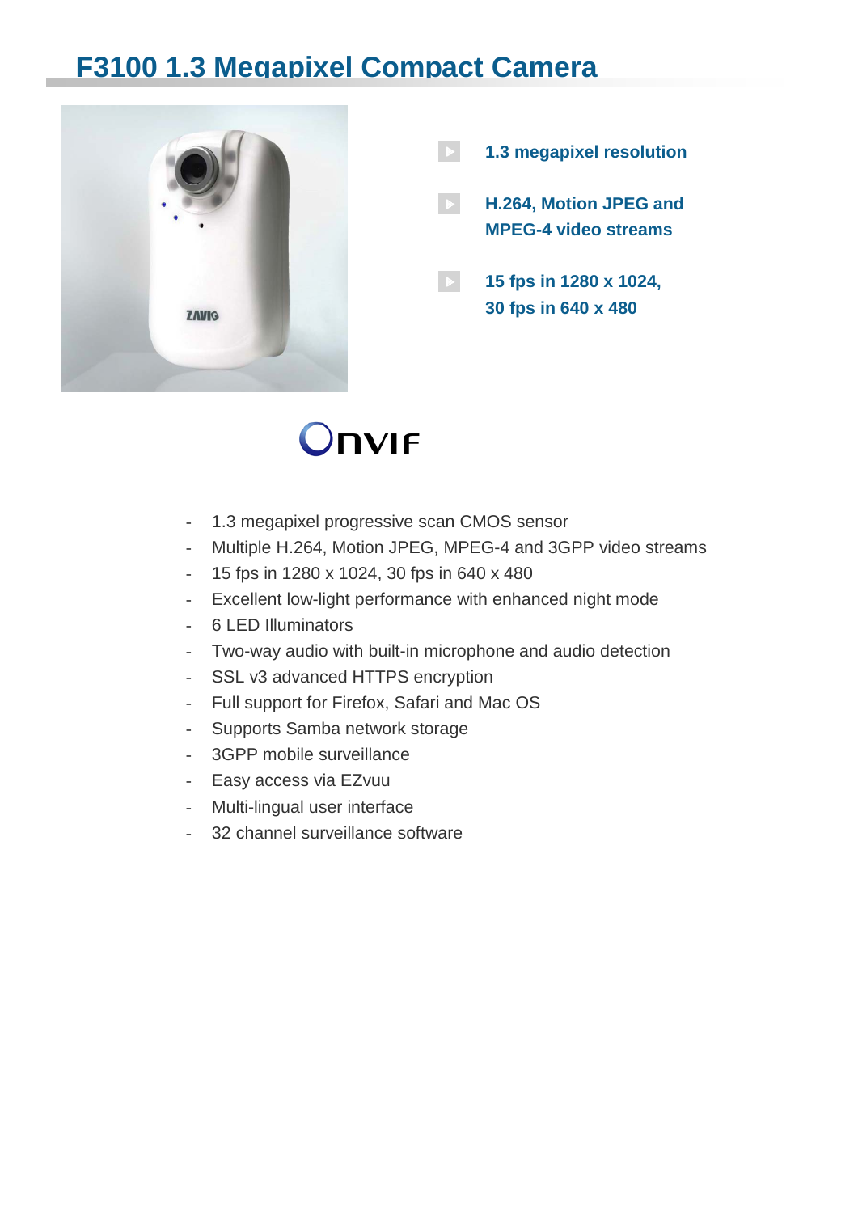# F3100 1.3 Megapixel Compact Camera

- **1.3 megapixel resolution**
- **H.264, Motion JPEG and MPEG-4 video streams**
- **15 fps in 1280 x 1024, 30 fps in 640 x 480**

ONVIF

- 1.3 megapixel progressive scan CMOS sensor
- Multiple H.264, Motion JPEG, MPEG-4 and 3GPP video streams
- 15 fps in 1280 x 1024, 30 fps in 640 x 480
- Excellent low-light performance with enhanced night mode
- 6 LED Illuminators
- Two-way audio with built-in microphone and audio detection
- SSL v3 advanced HTTPS encryption
- Full support for Firefox, Safari and Mac OS
- Supports Samba network storage
- 3GPP mobile surveillance
- Easy access via EZvuu
- Multi-lingual user interface
- 32 channel surveillance software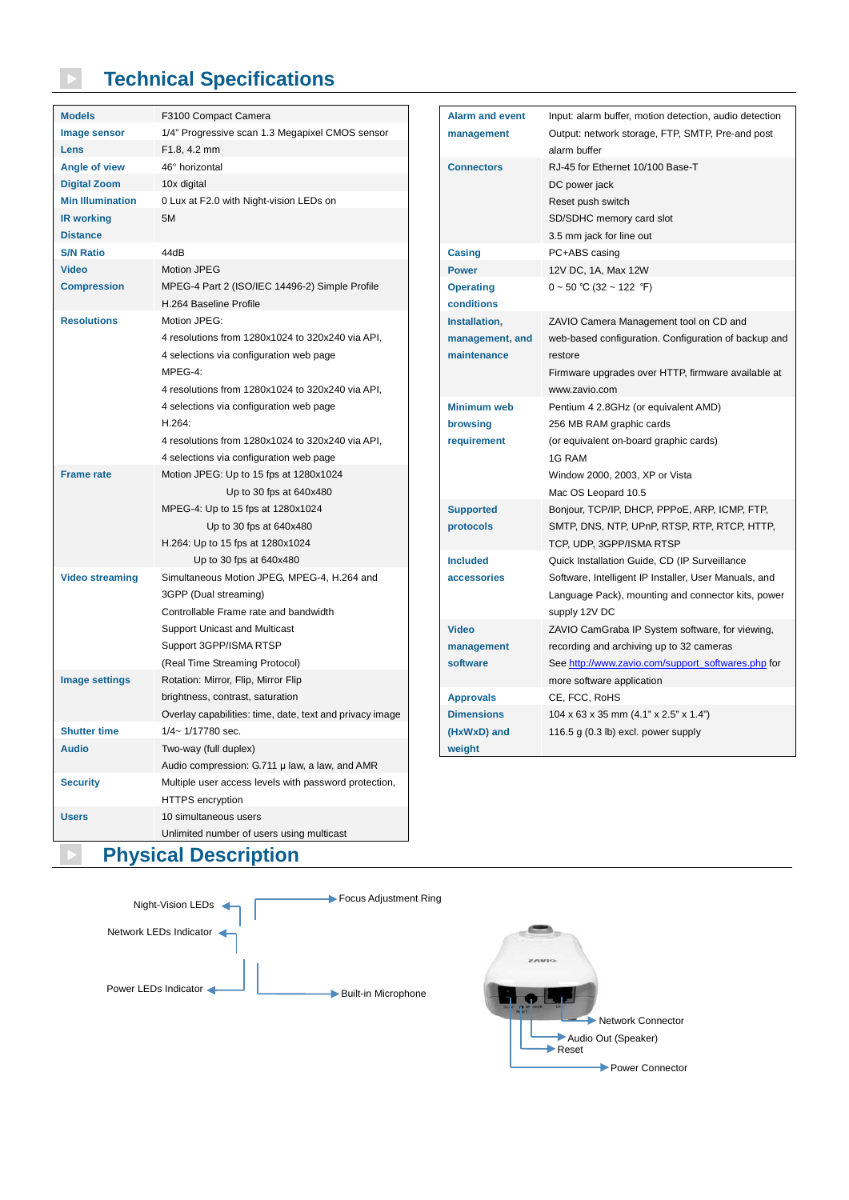## Technical Specifications

| | |
|---|---|
| **Models** | F3100 Compact Camera |
| **Image sensor** | 1/4" Progressive scan 1.3 Megapixel CMOS sensor |
| **Lens** | F1.8, 4.2 mm |
| **Angle of view** | 46° horizontal |
| **Digital Zoom** | 10x digital |
| **Min Illumination** | 0 Lux at F2.0 with Night-vision LEDs on |
| **IR working Distance** | 5M |
| **S/N Ratio** | 44dB |
| **Video Compression** | Motion JPEG<br>MPEG-4 Part 2 (ISO/IEC 14496-2) Simple Profile<br>H.264 Baseline Profile |
| **Resolutions** | Motion JPEG:<br>4 resolutions from 1280x1024 to 320x240 via API,<br>4 selections via configuration web page<br>MPEG-4:<br>4 resolutions from 1280x1024 to 320x240 via API,<br>4 selections via configuration web page<br>H.264:<br>4 resolutions from 1280x1024 to 320x240 via API,<br>4 selections via configuration web page |
| **Frame rate** | Motion JPEG: Up to 15 fps at 1280x1024<br>Up to 30 fps at 640x480<br>MPEG-4: Up to 15 fps at 1280x1024<br>Up to 30 fps at 640x480<br>H.264: Up to 15 fps at 1280x1024<br>Up to 30 fps at 640x480 |
| **Video streaming** | Simultaneous Motion JPEG, MPEG-4, H.264 and 3GPP (Dual streaming)<br>Controllable Frame rate and bandwidth<br>Support Unicast and Multicast<br>Support 3GPP/ISMA RTSP<br>(Real Time Streaming Protocol) |
| **Image settings** | Rotation: Mirror, Flip, Mirror Flip<br>brightness, contrast, saturation<br>Overlay capabilities: time, date, text and privacy image |
| **Shutter time** | 1/4~ 1/17780 sec. |
| **Audio** | Two-way (full duplex)<br>Audio compression: G.711 μ law, a law, and AMR |
| **Security** | Multiple user access levels with password protection, HTTPS encryption |
| **Users** | 10 simultaneous users<br>Unlimited number of users using multicast |
| **Alarm and event management** | Input: alarm buffer, motion detection, audio detection<br>Output: network storage, FTP, SMTP, Pre-and post alarm buffer |
| **Connectors** | RJ-45 for Ethernet 10/100 Base-T<br>DC power jack<br>Reset push switch<br>SD/SDHC memory card slot<br>3.5 mm jack for line out |
| **Casing** | PC+ABS casing |
| **Power** | 12V DC, 1A, Max 12W |
| **Operating conditions** | 0 ~ 50 ℃ (32 ~ 122 ℉) |
| **Installation, management, and maintenance** | ZAVIO Camera Management tool on CD and web-based configuration. Configuration of backup and restore<br>Firmware upgrades over HTTP, firmware available at www.zavio.com |
| **Minimum web browsing requirement** | Pentium 4 2.8GHz (or equivalent AMD)<br>256 MB RAM graphic cards<br>(or equivalent on-board graphic cards)<br>1G RAM<br>Window 2000, 2003, XP or Vista<br>Mac OS Leopard 10.5 |
| **Supported protocols** | Bonjour, TCP/IP, DHCP, PPPoE, ARP, ICMP, FTP, SMTP, DNS, NTP, UPnP, RTSP, RTP, RTCP, HTTP, TCP, UDP, 3GPP/ISMA RTSP |
| **Included accessories** | Quick Installation Guide, CD (IP Surveillance Software, Intelligent IP Installer, User Manuals, and Language Pack), mounting and connector kits, power supply 12V DC |
| **Video management software** | ZAVIO CamGraba IP System software, for viewing, recording and archiving up to 32 cameras<br>See http://www.zavio.com/support_softwares.php for more software application |
| **Approvals** | CE, FCC, RoHS |
| **Dimensions (HxWxD) and weight** | 104 x 63 x 35 mm (4.1" x 2.5" x 1.4")<br>116.5 g (0.3 lb) excl. power supply |

## Physical Description

Night-Vision LEDs
Network LEDs Indicator
Power LEDs Indicator
Focus Adjustment Ring
Built-in Microphone
Network Connector
Audio Out (Speaker)
Reset
Power Connector